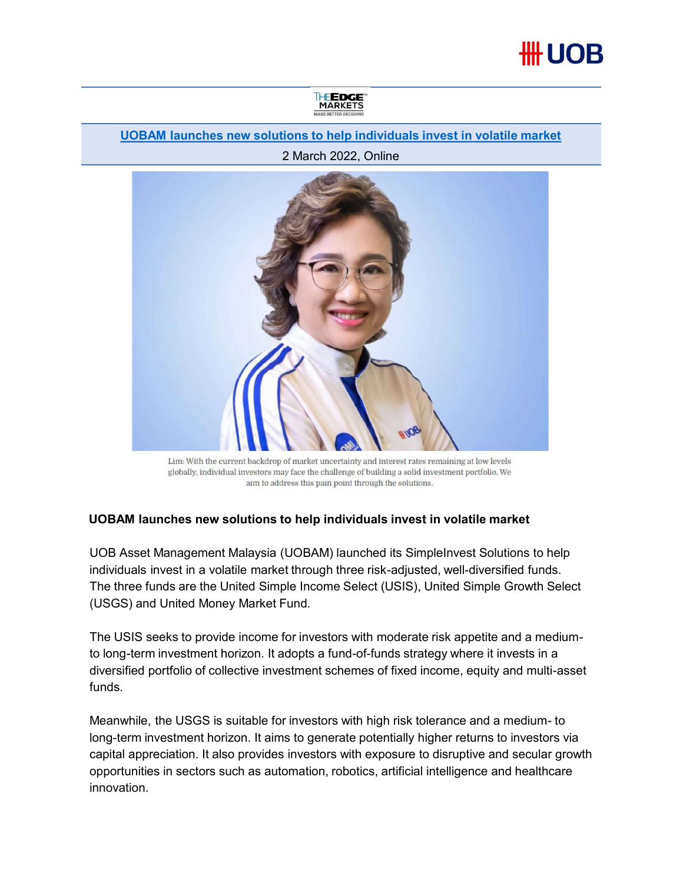**UOBAM launches new solutions to help individuals invest in volatile market**

2 March 2022, Online

Lim: With the current backdrop of market uncertainty and interest rates remaining at low levels globally, individual investors may face the challenge of building a solid investment portfolio. We aim to address this pain point through the solutions.

**UOBAM launches new solutions to help individuals invest in volatile market**

UOB Asset Management Malaysia (UOBAM) launched its SimpleInvest Solutions to help individuals invest in a volatile market through three risk-adjusted, well-diversified funds. The three funds are the United Simple Income Select (USIS), United Simple Growth Select (USGS) and United Money Market Fund.

The USIS seeks to provide income for investors with moderate risk appetite and a medium- to long-term investment horizon. It adopts a fund-of-funds strategy where it invests in a diversified portfolio of collective investment schemes of fixed income, equity and multi-asset funds.

Meanwhile, the USGS is suitable for investors with high risk tolerance and a medium- to long-term investment horizon. It aims to generate potentially higher returns to investors via capital appreciation. It also provides investors with exposure to disruptive and secular growth opportunities in sectors such as automation, robotics, artificial intelligence and healthcare innovation.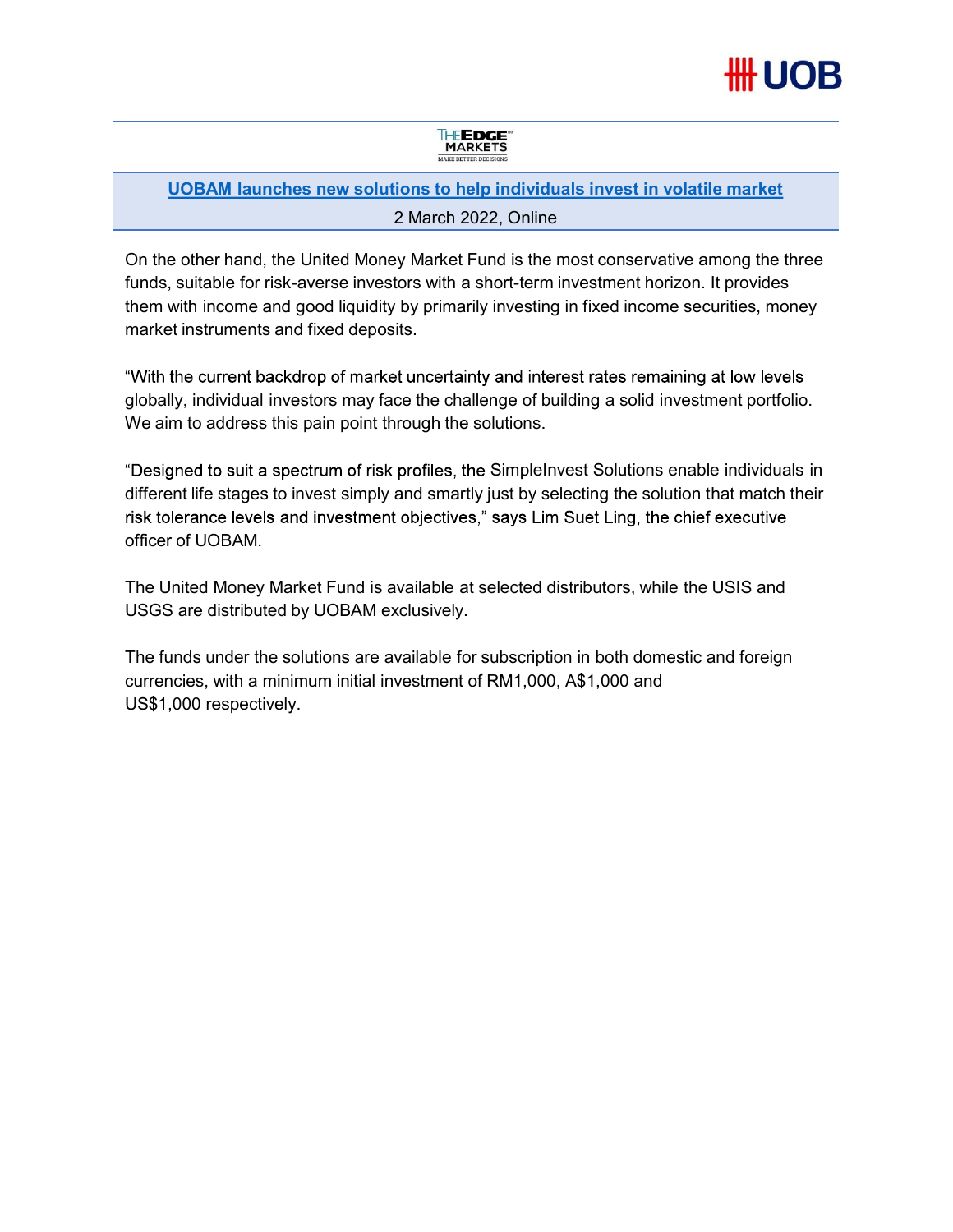**UOBAM launches new solutions to help individuals invest in volatile market**

2 March 2022, Online

On the other hand, the United Money Market Fund is the most conservative among the three funds, suitable for risk-averse investors with a short-term investment horizon. It provides them with income and good liquidity by primarily investing in fixed income securities, money market instruments and fixed deposits.

"With the current backdrop of market uncertainty and interest rates remaining at low levels globally, individual investors may face the challenge of building a solid investment portfolio. We aim to address this pain point through the solutions.

"Designed to suit a spectrum of risk profiles, the SimpleInvest Solutions enable individuals in different life stages to invest simply and smartly just by selecting the solution that match their risk tolerance levels and investment objectives," says Lim Suet Ling, the chief executive officer of UOBAM.

The United Money Market Fund is available at selected distributors, while the USIS and USGS are distributed by UOBAM exclusively.

The funds under the solutions are available for subscription in both domestic and foreign currencies, with a minimum initial investment of RM1,000, A$1,000 and US$1,000 respectively.